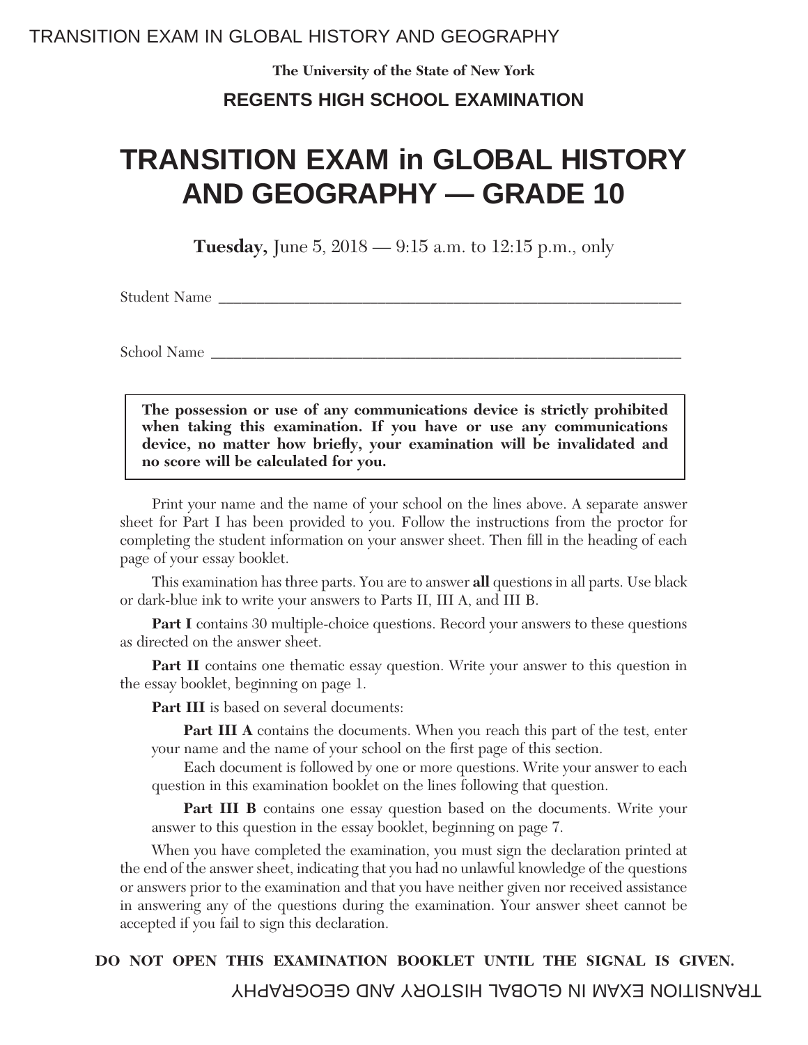The University of the State of New York

**REGENTS HIGH SCHOOL EXAMINATION**

# TRANSITION EXAM in GLOBAL HISTORY AND GEOGRAPHY — GRADE 10

**Tuesday,** June 5, 2018 — 9:15 a.m. to 12:15 p.m., only

Student Name ______________________________________________

School Name ______________________________________________

**The possession or use of any communications device is strictly prohibited when taking this examination. If you have or use any communications device, no matter how briefly, your examination will be invalidated and no score will be calculated for you.**

Print your name and the name of your school on the lines above. A separate answer sheet for Part I has been provided to you. Follow the instructions from the proctor for completing the student information on your answer sheet. Then fill in the heading of each page of your essay booklet.

This examination has three parts. You are to answer **all** questions in all parts. Use black or dark-blue ink to write your answers to Parts II, III A, and III B.

**Part I** contains 30 multiple-choice questions. Record your answers to these questions as directed on the answer sheet.

**Part II** contains one thematic essay question. Write your answer to this question in the essay booklet, beginning on page 1.

**Part III** is based on several documents:

**Part III A** contains the documents. When you reach this part of the test, enter your name and the name of your school on the first page of this section.

Each document is followed by one or more questions. Write your answer to each question in this examination booklet on the lines following that question.

**Part III B** contains one essay question based on the documents. Write your answer to this question in the essay booklet, beginning on page 7.

When you have completed the examination, you must sign the declaration printed at the end of the answer sheet, indicating that you had no unlawful knowledge of the questions or answers prior to the examination and that you have neither given nor received assistance in answering any of the questions during the examination. Your answer sheet cannot be accepted if you fail to sign this declaration.

**DO NOT OPEN THIS EXAMINATION BOOKLET UNTIL THE SIGNAL IS GIVEN.**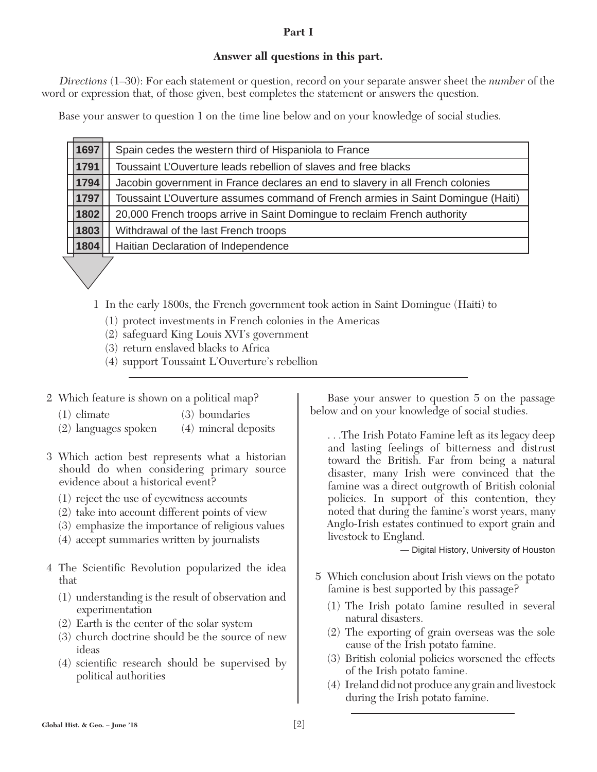## Part I

**Answer all questions in this part.**

*Directions* (1–30): For each statement or question, record on your separate answer sheet the *number* of the word or expression that, of those given, best completes the statement or answers the question.

Base your answer to question 1 on the time line below and on your knowledge of social studies.

| Year | Event |
|---|---|
| 1697 | Spain cedes the western third of Hispaniola to France |
| 1791 | Toussaint L'Ouverture leads rebellion of slaves and free blacks |
| 1794 | Jacobin government in France declares an end to slavery in all French colonies |
| 1797 | Toussaint L'Ouverture assumes command of French armies in Saint Domingue (Haiti) |
| 1802 | 20,000 French troops arrive in Saint Domingue to reclaim French authority |
| 1803 | Withdrawal of the last French troops |
| 1804 | Haitian Declaration of Independence |

1 In the early 1800s, the French government took action in Saint Domingue (Haiti) to

(1) protect investments in French colonies in the Americas
(2) safeguard King Louis XVI's government
(3) return enslaved blacks to Africa
(4) support Toussaint L'Ouverture's rebellion

---

2 Which feature is shown on a political map?

(1) climate
(2) languages spoken
(3) boundaries
(4) mineral deposits

3 Which action best represents what a historian should do when considering primary source evidence about a historical event?

(1) reject the use of eyewitness accounts
(2) take into account different points of view
(3) emphasize the importance of religious values
(4) accept summaries written by journalists

4 The Scientific Revolution popularized the idea that

(1) understanding is the result of observation and experimentation
(2) Earth is the center of the solar system
(3) church doctrine should be the source of new ideas
(4) scientific research should be supervised by political authorities

Base your answer to question 5 on the passage below and on your knowledge of social studies.

> . . .The Irish Potato Famine left as its legacy deep and lasting feelings of bitterness and distrust toward the British. Far from being a natural disaster, many Irish were convinced that the famine was a direct outgrowth of British colonial policies. In support of this contention, they noted that during the famine's worst years, many Anglo-Irish estates continued to export grain and livestock to England.
>
> — Digital History, University of Houston

5 Which conclusion about Irish views on the potato famine is best supported by this passage?

(1) The Irish potato famine resulted in several natural disasters.
(2) The exporting of grain overseas was the sole cause of the Irish potato famine.
(3) British colonial policies worsened the effects of the Irish potato famine.
(4) Ireland did not produce any grain and livestock during the Irish potato famine.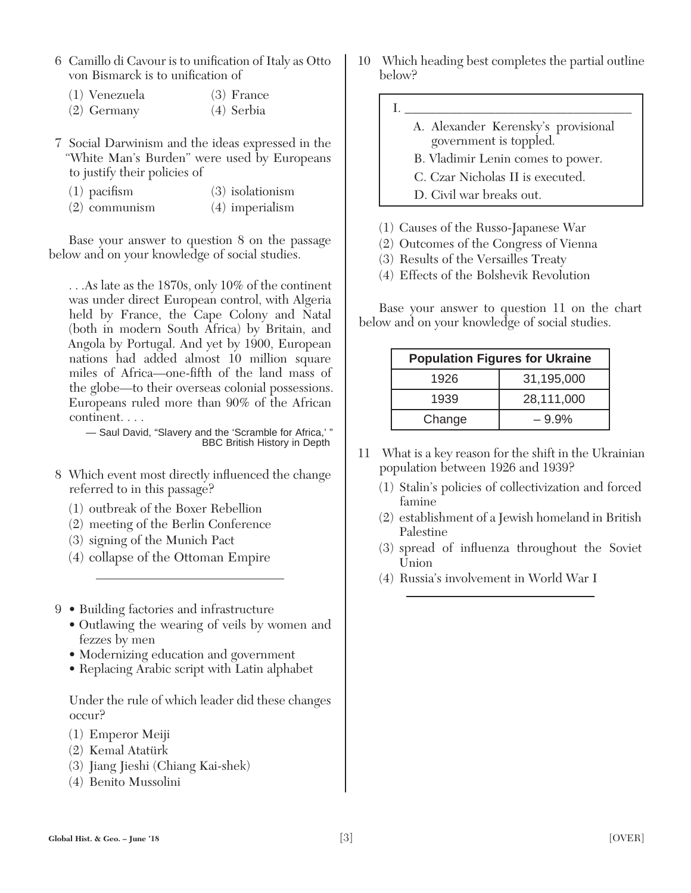6 Camillo di Cavour is to unification of Italy as Otto von Bismarck is to unification of

(1) Venezuela
(2) Germany
(3) France
(4) Serbia

7 Social Darwinism and the ideas expressed in the "White Man's Burden" were used by Europeans to justify their policies of

(1) pacifism
(2) communism
(3) isolationism
(4) imperialism

Base your answer to question 8 on the passage below and on your knowledge of social studies.

> . . .As late as the 1870s, only 10% of the continent was under direct European control, with Algeria held by France, the Cape Colony and Natal (both in modern South Africa) by Britain, and Angola by Portugal. And yet by 1900, European nations had added almost 10 million square miles of Africa—one-fifth of the land mass of the globe—to their overseas colonial possessions. Europeans ruled more than 90% of the African continent. . . .
>
> — Saul David, "Slavery and the 'Scramble for Africa,' " BBC British History in Depth

8 Which event most directly influenced the change referred to in this passage?

(1) outbreak of the Boxer Rebellion
(2) meeting of the Berlin Conference
(3) signing of the Munich Pact
(4) collapse of the Ottoman Empire

---

9
- Building factories and infrastructure
- Outlawing the wearing of veils by women and fezzes by men
- Modernizing education and government
- Replacing Arabic script with Latin alphabet

Under the rule of which leader did these changes occur?

(1) Emperor Meiji
(2) Kemal Atatürk
(3) Jiang Jieshi (Chiang Kai-shek)
(4) Benito Mussolini

10 Which heading best completes the partial outline below?

I. ___________________________
  A. Alexander Kerensky's provisional government is toppled.
  B. Vladimir Lenin comes to power.
  C. Czar Nicholas II is executed.
  D. Civil war breaks out.

(1) Causes of the Russo-Japanese War
(2) Outcomes of the Congress of Vienna
(3) Results of the Versailles Treaty
(4) Effects of the Bolshevik Revolution

Base your answer to question 11 on the chart below and on your knowledge of social studies.

| Population Figures for Ukraine | |
|---|---|
| 1926 | 31,195,000 |
| 1939 | 28,111,000 |
| Change | – 9.9% |

11 What is a key reason for the shift in the Ukrainian population between 1926 and 1939?

(1) Stalin's policies of collectivization and forced famine
(2) establishment of a Jewish homeland in British Palestine
(3) spread of influenza throughout the Soviet Union
(4) Russia's involvement in World War I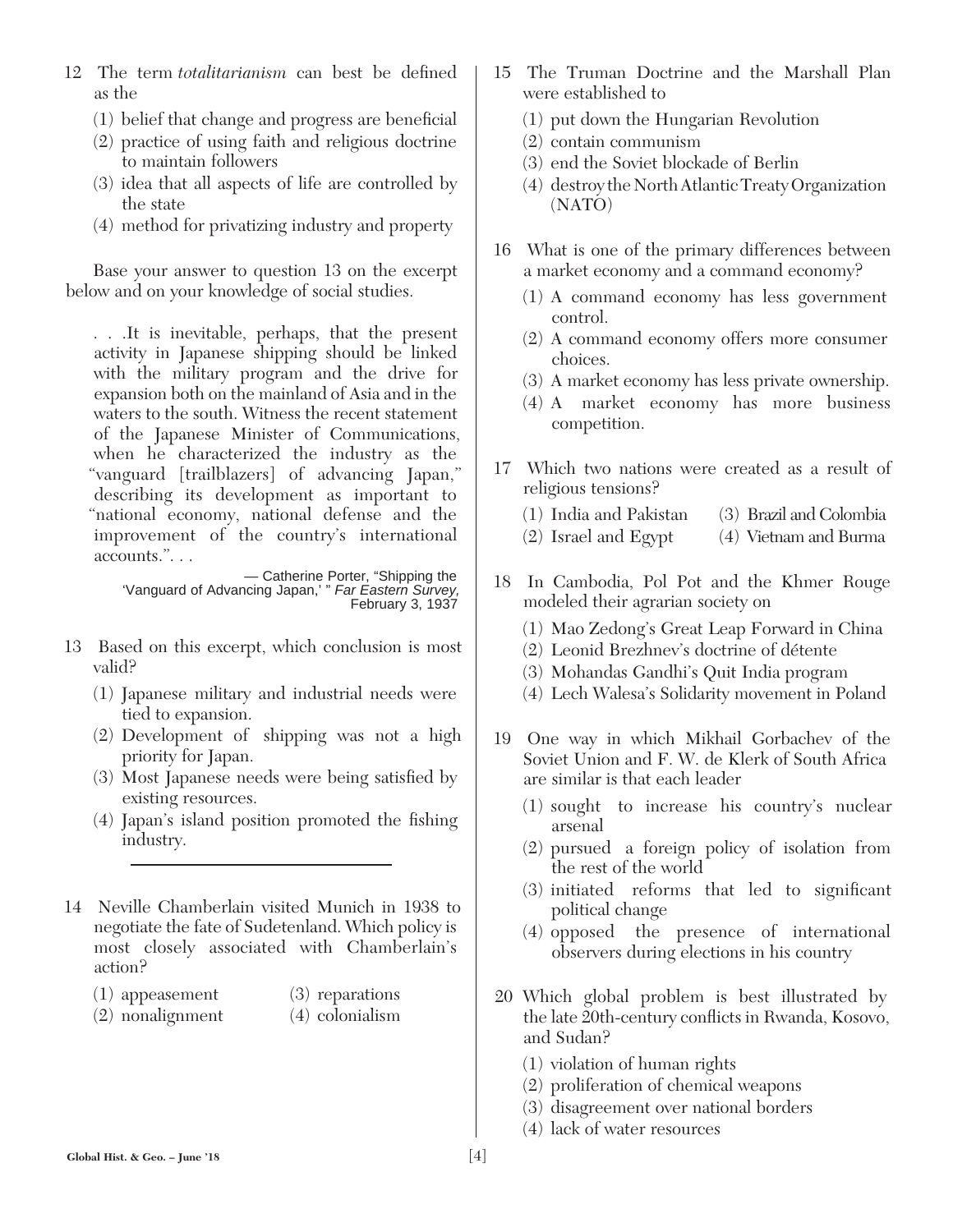12 The term *totalitarianism* can best be defined as the

(1) belief that change and progress are beneficial
(2) practice of using faith and religious doctrine to maintain followers
(3) idea that all aspects of life are controlled by the state
(4) method for privatizing industry and property

Base your answer to question 13 on the excerpt below and on your knowledge of social studies.

> . . .It is inevitable, perhaps, that the present activity in Japanese shipping should be linked with the military program and the drive for expansion both on the mainland of Asia and in the waters to the south. Witness the recent statement of the Japanese Minister of Communications, when he characterized the industry as the "vanguard [trailblazers] of advancing Japan," describing its development as important to "national economy, national defense and the improvement of the country's international accounts.". . .
>
> — Catherine Porter, "Shipping the 'Vanguard of Advancing Japan,' " *Far Eastern Survey,* February 3, 1937

13 Based on this excerpt, which conclusion is most valid?

(1) Japanese military and industrial needs were tied to expansion.
(2) Development of shipping was not a high priority for Japan.
(3) Most Japanese needs were being satisfied by existing resources.
(4) Japan's island position promoted the fishing industry.

---

14 Neville Chamberlain visited Munich in 1938 to negotiate the fate of Sudetenland. Which policy is most closely associated with Chamberlain's action?

(1) appeasement
(2) nonalignment
(3) reparations
(4) colonialism

15 The Truman Doctrine and the Marshall Plan were established to

(1) put down the Hungarian Revolution
(2) contain communism
(3) end the Soviet blockade of Berlin
(4) destroy the North Atlantic Treaty Organization (NATO)

16 What is one of the primary differences between a market economy and a command economy?

(1) A command economy has less government control.
(2) A command economy offers more consumer choices.
(3) A market economy has less private ownership.
(4) A market economy has more business competition.

17 Which two nations were created as a result of religious tensions?

(1) India and Pakistan
(2) Israel and Egypt
(3) Brazil and Colombia
(4) Vietnam and Burma

18 In Cambodia, Pol Pot and the Khmer Rouge modeled their agrarian society on

(1) Mao Zedong's Great Leap Forward in China
(2) Leonid Brezhnev's doctrine of détente
(3) Mohandas Gandhi's Quit India program
(4) Lech Walesa's Solidarity movement in Poland

19 One way in which Mikhail Gorbachev of the Soviet Union and F. W. de Klerk of South Africa are similar is that each leader

(1) sought to increase his country's nuclear arsenal
(2) pursued a foreign policy of isolation from the rest of the world
(3) initiated reforms that led to significant political change
(4) opposed the presence of international observers during elections in his country

20 Which global problem is best illustrated by the late 20th-century conflicts in Rwanda, Kosovo, and Sudan?

(1) violation of human rights
(2) proliferation of chemical weapons
(3) disagreement over national borders
(4) lack of water resources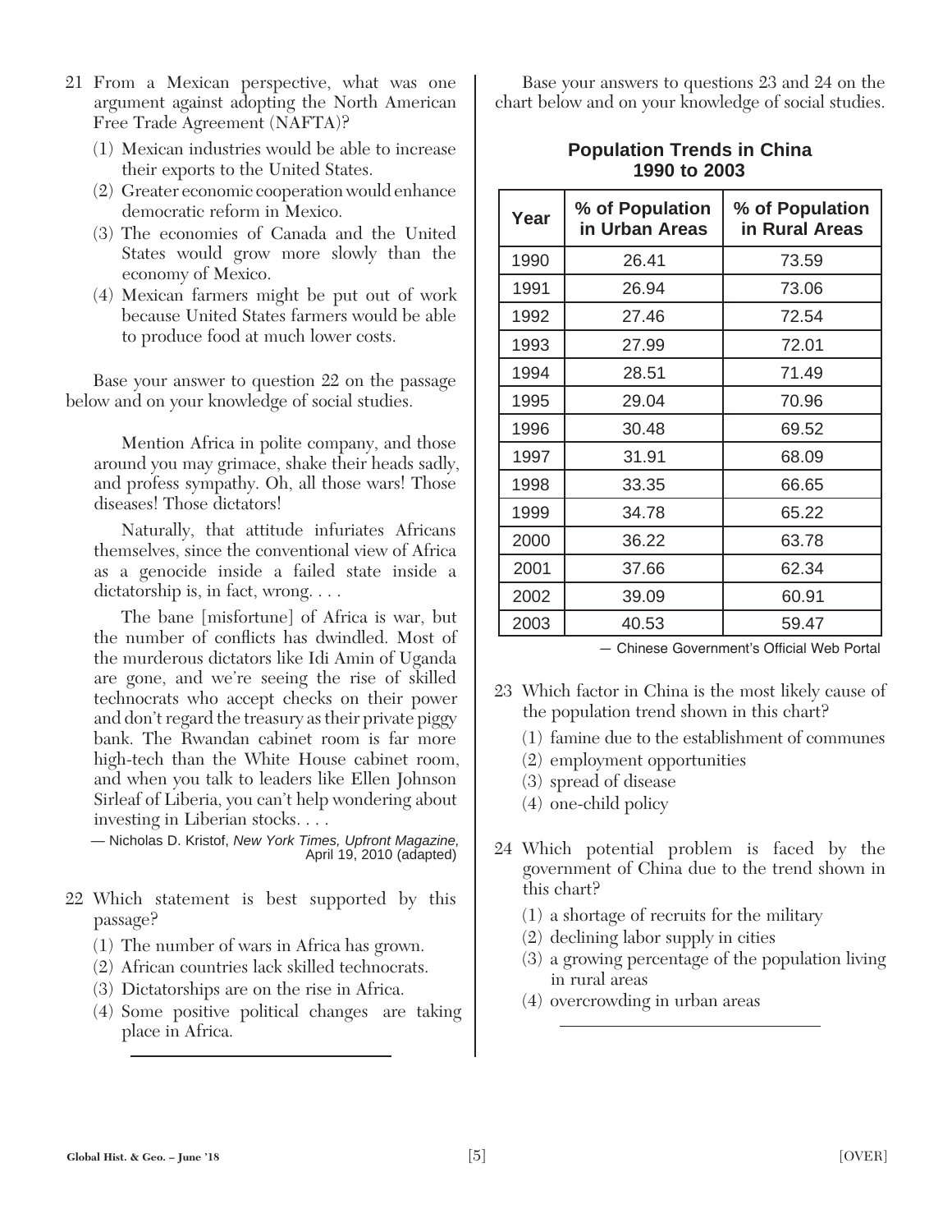21 From a Mexican perspective, what was one argument against adopting the North American Free Trade Agreement (NAFTA)?

(1) Mexican industries would be able to increase their exports to the United States.
(2) Greater economic cooperation would enhance democratic reform in Mexico.
(3) The economies of Canada and the United States would grow more slowly than the economy of Mexico.
(4) Mexican farmers might be put out of work because United States farmers would be able to produce food at much lower costs.

Base your answer to question 22 on the passage below and on your knowledge of social studies.

> Mention Africa in polite company, and those around you may grimace, shake their heads sadly, and profess sympathy. Oh, all those wars! Those diseases! Those dictators!
>
> Naturally, that attitude infuriates Africans themselves, since the conventional view of Africa as a genocide inside a failed state inside a dictatorship is, in fact, wrong. . . .
>
> The bane [misfortune] of Africa is war, but the number of conflicts has dwindled. Most of the murderous dictators like Idi Amin of Uganda are gone, and we're seeing the rise of skilled technocrats who accept checks on their power and don't regard the treasury as their private piggy bank. The Rwandan cabinet room is far more high-tech than the White House cabinet room, and when you talk to leaders like Ellen Johnson Sirleaf of Liberia, you can't help wondering about investing in Liberian stocks. . . .
>
> — Nicholas D. Kristof, *New York Times, Upfront Magazine,* April 19, 2010 (adapted)

22 Which statement is best supported by this passage?

(1) The number of wars in Africa has grown.
(2) African countries lack skilled technocrats.
(3) Dictatorships are on the rise in Africa.
(4) Some positive political changes are taking place in Africa.

Base your answers to questions 23 and 24 on the chart below and on your knowledge of social studies.

**Population Trends in China 1990 to 2003**

| Year | % of Population in Urban Areas | % of Population in Rural Areas |
|---|---|---|
| 1990 | 26.41 | 73.59 |
| 1991 | 26.94 | 73.06 |
| 1992 | 27.46 | 72.54 |
| 1993 | 27.99 | 72.01 |
| 1994 | 28.51 | 71.49 |
| 1995 | 29.04 | 70.96 |
| 1996 | 30.48 | 69.52 |
| 1997 | 31.91 | 68.09 |
| 1998 | 33.35 | 66.65 |
| 1999 | 34.78 | 65.22 |
| 2000 | 36.22 | 63.78 |
| 2001 | 37.66 | 62.34 |
| 2002 | 39.09 | 60.91 |
| 2003 | 40.53 | 59.47 |

— Chinese Government's Official Web Portal

23 Which factor in China is the most likely cause of the population trend shown in this chart?

(1) famine due to the establishment of communes
(2) employment opportunities
(3) spread of disease
(4) one-child policy

24 Which potential problem is faced by the government of China due to the trend shown in this chart?

(1) a shortage of recruits for the military
(2) declining labor supply in cities
(3) a growing percentage of the population living in rural areas
(4) overcrowding in urban areas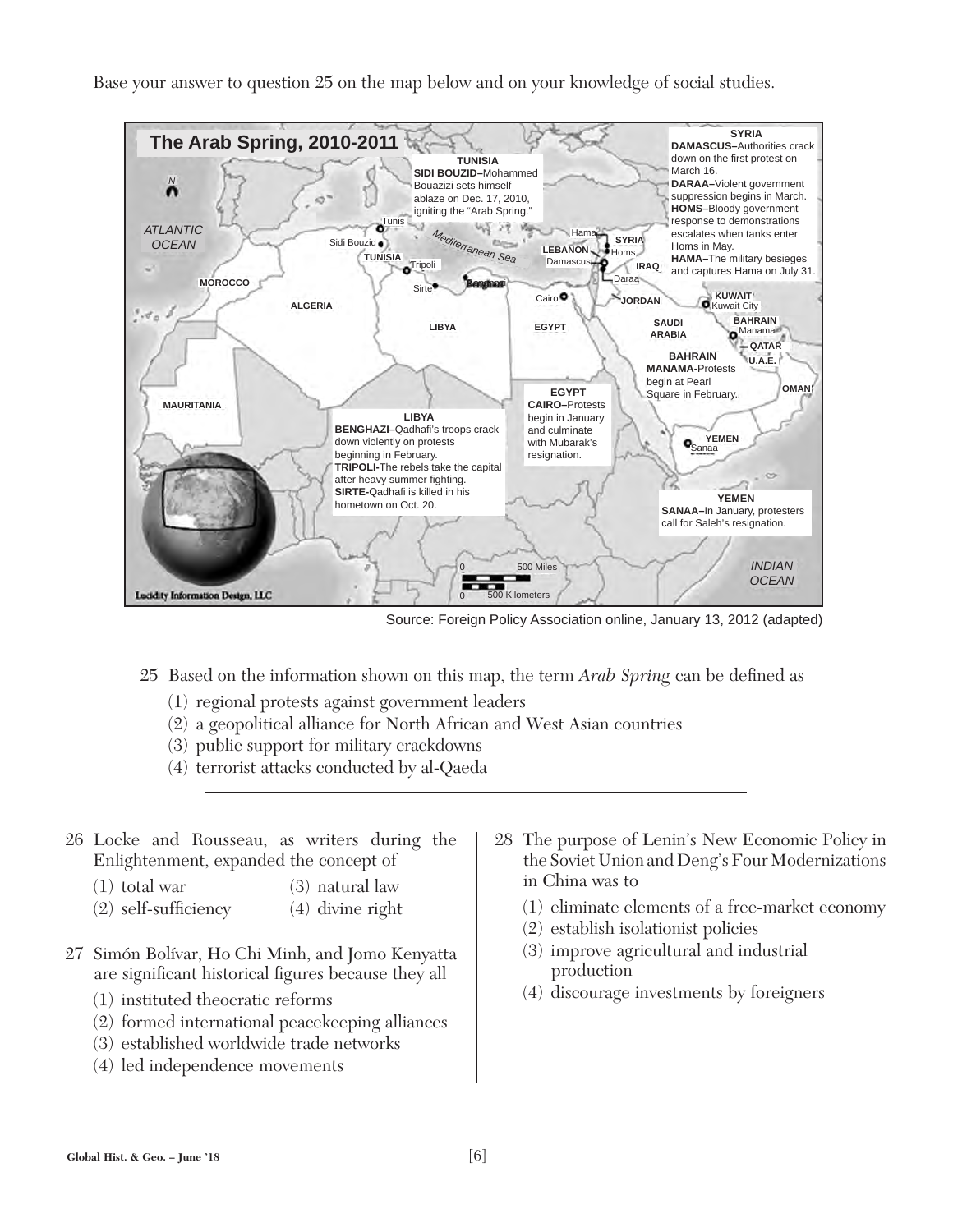Base your answer to question 25 on the map below and on your knowledge of social studies.

**The Arab Spring, 2010-2011**

**TUNISIA**
**SIDI BOUZID–**Mohammed Bouazizi sets himself ablaze on Dec. 17, 2010, igniting the "Arab Spring."

**SYRIA**
**DAMASCUS–**Authorities crack down on the first protest on March 16.
**DARAA–**Violent government suppression begins in March.
**HOMS–**Bloody government response to demonstrations escalates when tanks enter Homs in May.
**HAMA–**The military besieges and captures Hama on July 31.

**BAHRAIN**
**MANAMA-**Protests begin at Pearl Square in February.

**EGYPT**
**CAIRO–**Protests begin in January and culminate with Mubarak's resignation.

**LIBYA**
**BENGHAZI–**Qadhafi's troops crack down violently on protests beginning in February.
**TRIPOLI-**The rebels take the capital after heavy summer fighting.
**SIRTE-**Qadhafi is killed in his hometown on Oct. 20.

**YEMEN**
**SANAA–**In January, protesters call for Saleh's resignation.

Source: Foreign Policy Association online, January 13, 2012 (adapted)

25 Based on the information shown on this map, the term *Arab Spring* can be defined as

(1) regional protests against government leaders
(2) a geopolitical alliance for North African and West Asian countries
(3) public support for military crackdowns
(4) terrorist attacks conducted by al-Qaeda

---

26 Locke and Rousseau, as writers during the Enlightenment, expanded the concept of

(1) total war
(2) self-sufficiency
(3) natural law
(4) divine right

27 Simón Bolívar, Ho Chi Minh, and Jomo Kenyatta are significant historical figures because they all

(1) instituted theocratic reforms
(2) formed international peacekeeping alliances
(3) established worldwide trade networks
(4) led independence movements

28 The purpose of Lenin's New Economic Policy in the Soviet Union and Deng's Four Modernizations in China was to

(1) eliminate elements of a free-market economy
(2) establish isolationist policies
(3) improve agricultural and industrial production
(4) discourage investments by foreigners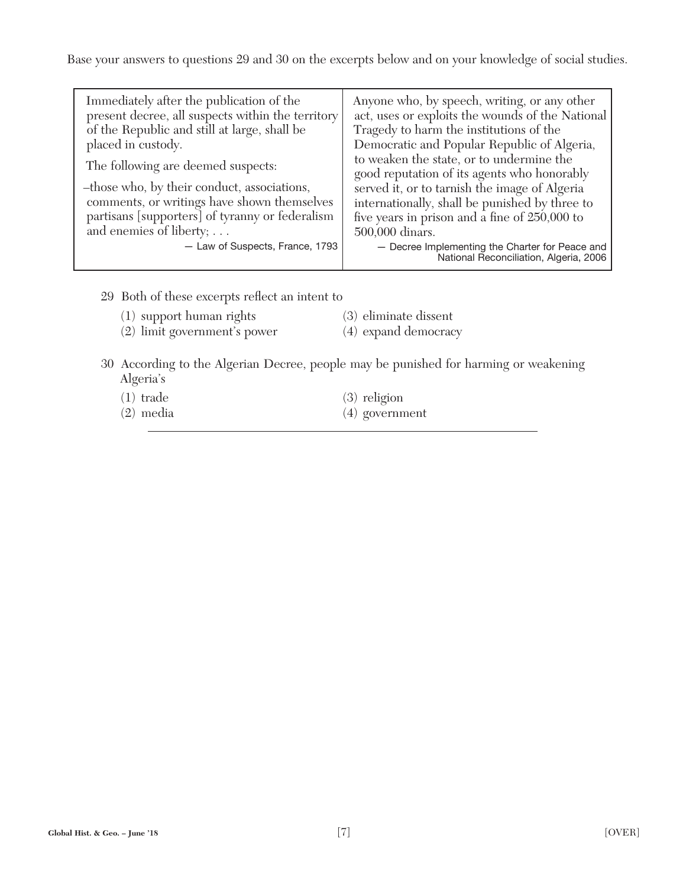Base your answers to questions 29 and 30 on the excerpts below and on your knowledge of social studies.

| Immediately after the publication of the present decree, all suspects within the territory of the Republic and still at large, shall be placed in custody.<br><br>The following are deemed suspects:<br><br>–those who, by their conduct, associations, comments, or writings have shown themselves partisans [supporters] of tyranny or federalism and enemies of liberty; . . .<br><br>— Law of Suspects, France, 1793 | Anyone who, by speech, writing, or any other act, uses or exploits the wounds of the National Tragedy to harm the institutions of the Democratic and Popular Republic of Algeria, to weaken the state, or to undermine the good reputation of its agents who honorably served it, or to tarnish the image of Algeria internationally, shall be punished by three to five years in prison and a fine of 250,000 to 500,000 dinars.<br><br>— Decree Implementing the Charter for Peace and National Reconciliation, Algeria, 2006 |
|---|---|

29 Both of these excerpts reflect an intent to

(1) support human rights
(2) limit government's power
(3) eliminate dissent
(4) expand democracy

30 According to the Algerian Decree, people may be punished for harming or weakening Algeria's

(1) trade
(2) media
(3) religion
(4) government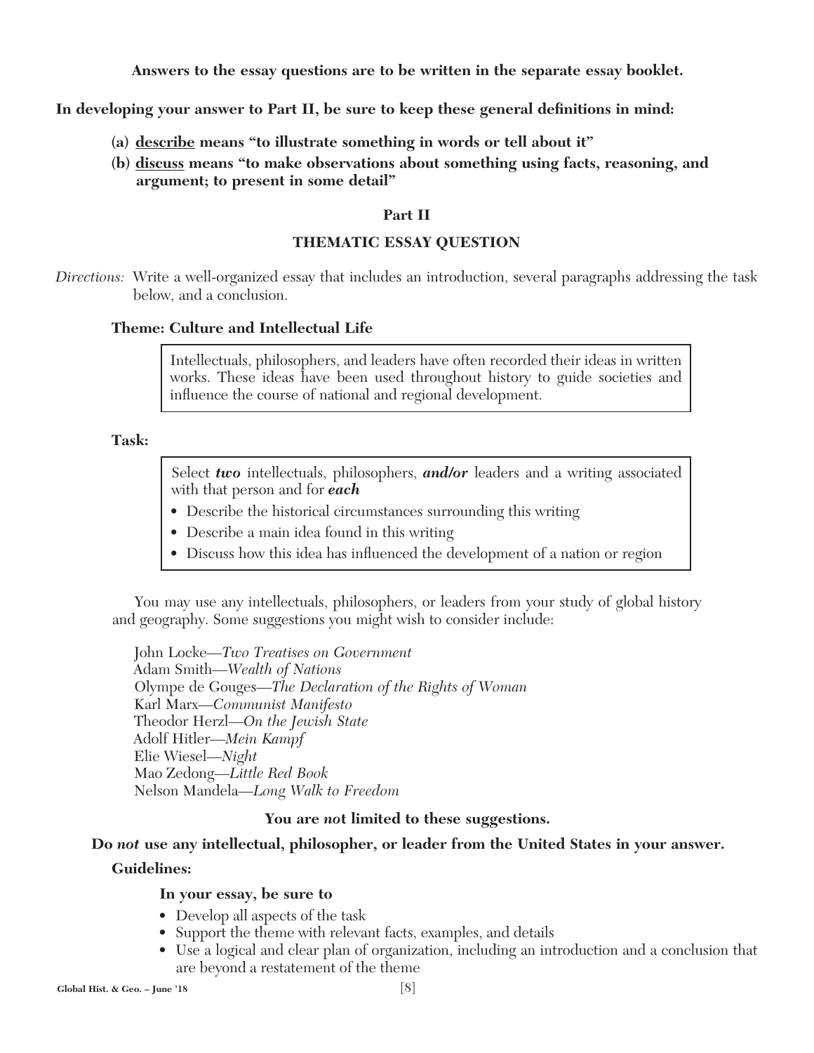**Answers to the essay questions are to be written in the separate essay booklet.**

**In developing your answer to Part II, be sure to keep these general definitions in mind:**

**(a) <u>describe</u> means "to illustrate something in words or tell about it"**

**(b) <u>discuss</u> means "to make observations about something using facts, reasoning, and argument; to present in some detail"**

## Part II

## THEMATIC ESSAY QUESTION

*Directions:* Write a well-organized essay that includes an introduction, several paragraphs addressing the task below, and a conclusion.

**Theme: Culture and Intellectual Life**

> Intellectuals, philosophers, and leaders have often recorded their ideas in written works. These ideas have been used throughout history to guide societies and influence the course of national and regional development.

**Task:**

> Select ***two*** intellectuals, philosophers, ***and/or*** leaders and a writing associated with that person and for ***each***
>
> - Describe the historical circumstances surrounding this writing
> - Describe a main idea found in this writing
> - Discuss how this idea has influenced the development of a nation or region

You may use any intellectuals, philosophers, or leaders from your study of global history and geography. Some suggestions you might wish to consider include:

John Locke—*Two Treatises on Government*
Adam Smith—*Wealth of Nations*
Olympe de Gouges—*The Declaration of the Rights of Woman*
Karl Marx—*Communist Manifesto*
Theodor Herzl—*On the Jewish State*
Adolf Hitler—*Mein Kampf*
Elie Wiesel—*Night*
Mao Zedong—*Little Red Book*
Nelson Mandela—*Long Walk to Freedom*

**You are *no*t limited to these suggestions.**

**Do *not* use any intellectual, philosopher, or leader from the United States in your answer.**

**Guidelines:**

**In your essay, be sure to**

- Develop all aspects of the task
- Support the theme with relevant facts, examples, and details
- Use a logical and clear plan of organization, including an introduction and a conclusion that are beyond a restatement of the theme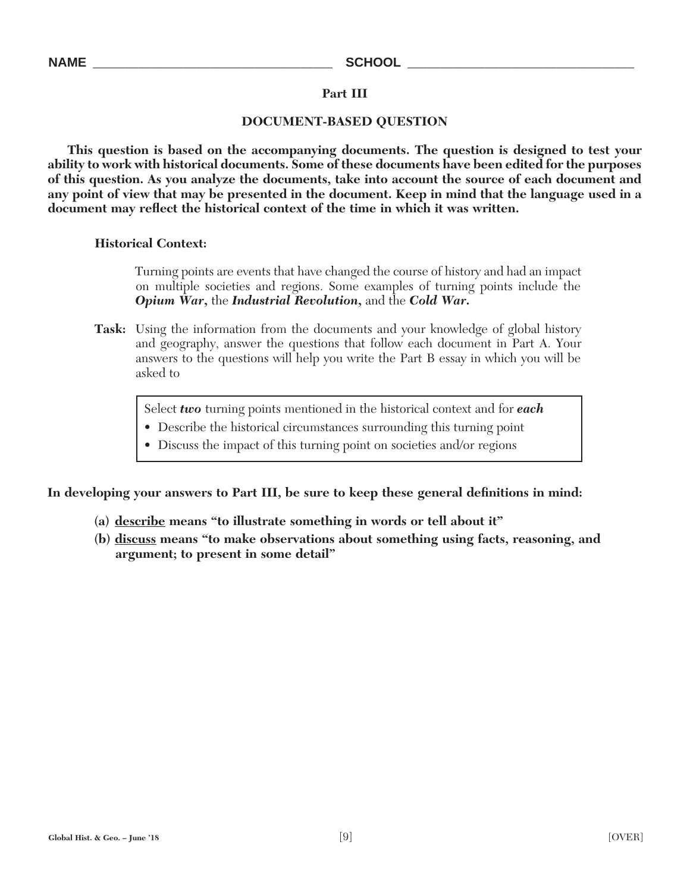NAME ______________________________ SCHOOL ______________________________

## Part III

### DOCUMENT-BASED QUESTION

**This question is based on the accompanying documents. The question is designed to test your ability to work with historical documents. Some of these documents have been edited for the purposes of this question. As you analyze the documents, take into account the source of each document and any point of view that may be presented in the document. Keep in mind that the language used in a document may reflect the historical context of the time in which it was written.**

**Historical Context:**

Turning points are events that have changed the course of history and had an impact on multiple societies and regions. Some examples of turning points include the ***Opium War***, the ***Industrial Revolution***, and the ***Cold War***.

**Task:** Using the information from the documents and your knowledge of global history and geography, answer the questions that follow each document in Part A. Your answers to the questions will help you write the Part B essay in which you will be asked to

> Select ***two*** turning points mentioned in the historical context and for ***each***
> - Describe the historical circumstances surrounding this turning point
> - Discuss the impact of this turning point on societies and/or regions

**In developing your answers to Part III, be sure to keep these general definitions in mind:**

**(a) <u>describe</u> means "to illustrate something in words or tell about it"**

**(b) <u>discuss</u> means "to make observations about something using facts, reasoning, and argument; to present in some detail"**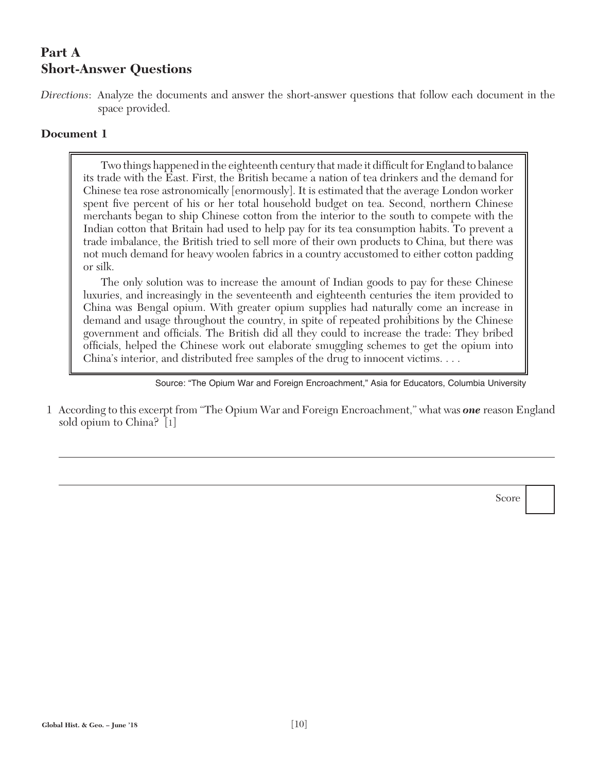## Part A
## Short-Answer Questions

*Directions*: Analyze the documents and answer the short-answer questions that follow each document in the space provided.

### Document 1

> Two things happened in the eighteenth century that made it difficult for England to balance its trade with the East. First, the British became a nation of tea drinkers and the demand for Chinese tea rose astronomically [enormously]. It is estimated that the average London worker spent five percent of his or her total household budget on tea. Second, northern Chinese merchants began to ship Chinese cotton from the interior to the south to compete with the Indian cotton that Britain had used to help pay for its tea consumption habits. To prevent a trade imbalance, the British tried to sell more of their own products to China, but there was not much demand for heavy woolen fabrics in a country accustomed to either cotton padding or silk.
>
> The only solution was to increase the amount of Indian goods to pay for these Chinese luxuries, and increasingly in the seventeenth and eighteenth centuries the item provided to China was Bengal opium. With greater opium supplies had naturally come an increase in demand and usage throughout the country, in spite of repeated prohibitions by the Chinese government and officials. The British did all they could to increase the trade: They bribed officials, helped the Chinese work out elaborate smuggling schemes to get the opium into China's interior, and distributed free samples of the drug to innocent victims. . . .

Source: "The Opium War and Foreign Encroachment," Asia for Educators, Columbia University

1 According to this excerpt from "The Opium War and Foreign Encroachment," what was ***one*** reason England sold opium to China? [1]

______________________________________________________________________

______________________________________________________________________

Score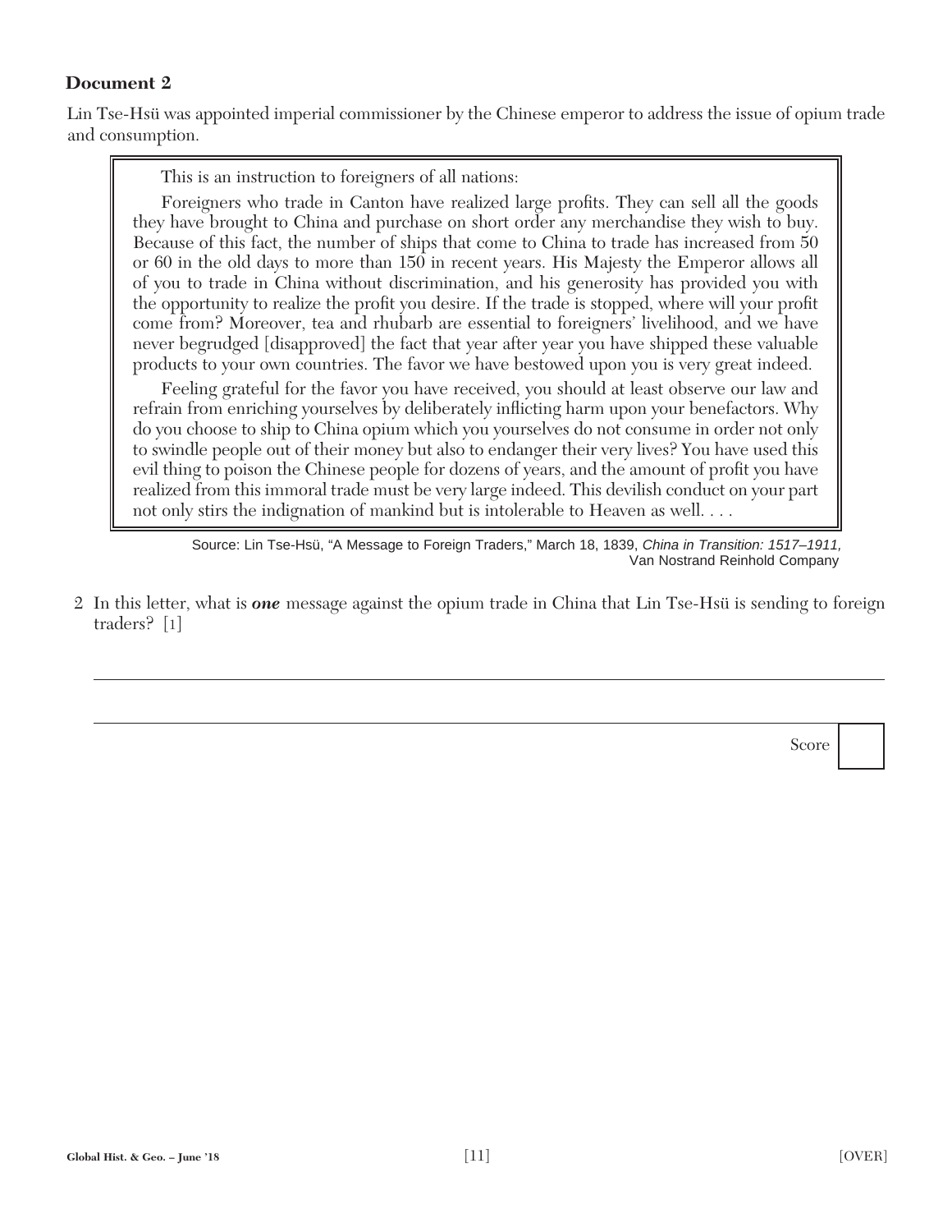**Document 2**

Lin Tse-Hsü was appointed imperial commissioner by the Chinese emperor to address the issue of opium trade and consumption.

> This is an instruction to foreigners of all nations:
>
> Foreigners who trade in Canton have realized large profits. They can sell all the goods they have brought to China and purchase on short order any merchandise they wish to buy. Because of this fact, the number of ships that come to China to trade has increased from 50 or 60 in the old days to more than 150 in recent years. His Majesty the Emperor allows all of you to trade in China without discrimination, and his generosity has provided you with the opportunity to realize the profit you desire. If the trade is stopped, where will your profit come from? Moreover, tea and rhubarb are essential to foreigners' livelihood, and we have never begrudged [disapproved] the fact that year after year you have shipped these valuable products to your own countries. The favor we have bestowed upon you is very great indeed.
>
> Feeling grateful for the favor you have received, you should at least observe our law and refrain from enriching yourselves by deliberately inflicting harm upon your benefactors. Why do you choose to ship to China opium which you yourselves do not consume in order not only to swindle people out of their money but also to endanger their very lives? You have used this evil thing to poison the Chinese people for dozens of years, and the amount of profit you have realized from this immoral trade must be very large indeed. This devilish conduct on your part not only stirs the indignation of mankind but is intolerable to Heaven as well. . . .

Source: Lin Tse-Hsü, "A Message to Foreign Traders," March 18, 1839, *China in Transition: 1517–1911,* Van Nostrand Reinhold Company

2 In this letter, what is ***one*** message against the opium trade in China that Lin Tse-Hsü is sending to foreign traders? [1]

______________________________________________________________________

______________________________________________________________________

Score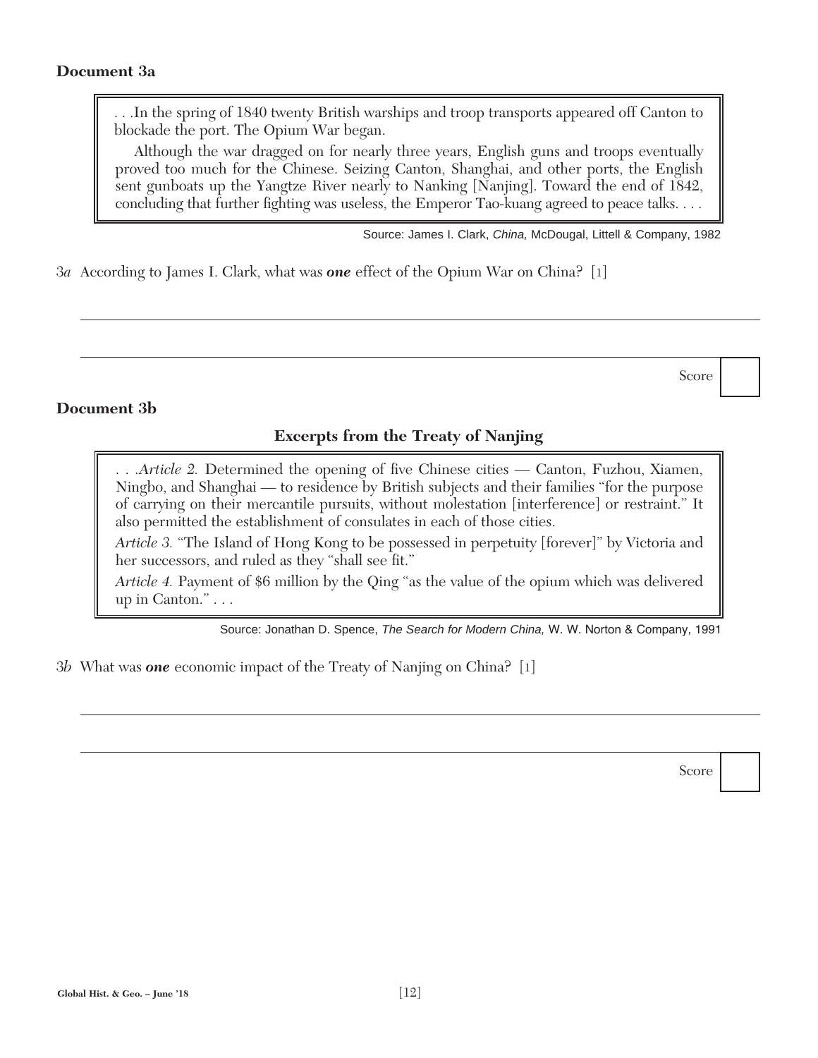**Document 3a**

> . . .In the spring of 1840 twenty British warships and troop transports appeared off Canton to blockade the port. The Opium War began.
>
> Although the war dragged on for nearly three years, English guns and troops eventually proved too much for the Chinese. Seizing Canton, Shanghai, and other ports, the English sent gunboats up the Yangtze River nearly to Nanking [Nanjing]. Toward the end of 1842, concluding that further fighting was useless, the Emperor Tao-kuang agreed to peace talks. . . .

Source: James I. Clark, *China,* McDougal, Littell & Company, 1982

3*a* According to James I. Clark, what was ***one*** effect of the Opium War on China? [1]

Score

**Document 3b**

**Excerpts from the Treaty of Nanjing**

> . . .*Article 2.* Determined the opening of five Chinese cities — Canton, Fuzhou, Xiamen, Ningbo, and Shanghai — to residence by British subjects and their families "for the purpose of carrying on their mercantile pursuits, without molestation [interference] or restraint." It also permitted the establishment of consulates in each of those cities.
>
> *Article 3.* "The Island of Hong Kong to be possessed in perpetuity [forever]" by Victoria and her successors, and ruled as they "shall see fit."
>
> *Article 4.* Payment of $6 million by the Qing "as the value of the opium which was delivered up in Canton." . . .

Source: Jonathan D. Spence, *The Search for Modern China,* W. W. Norton & Company, 1991

3*b* What was ***one*** economic impact of the Treaty of Nanjing on China? [1]

Score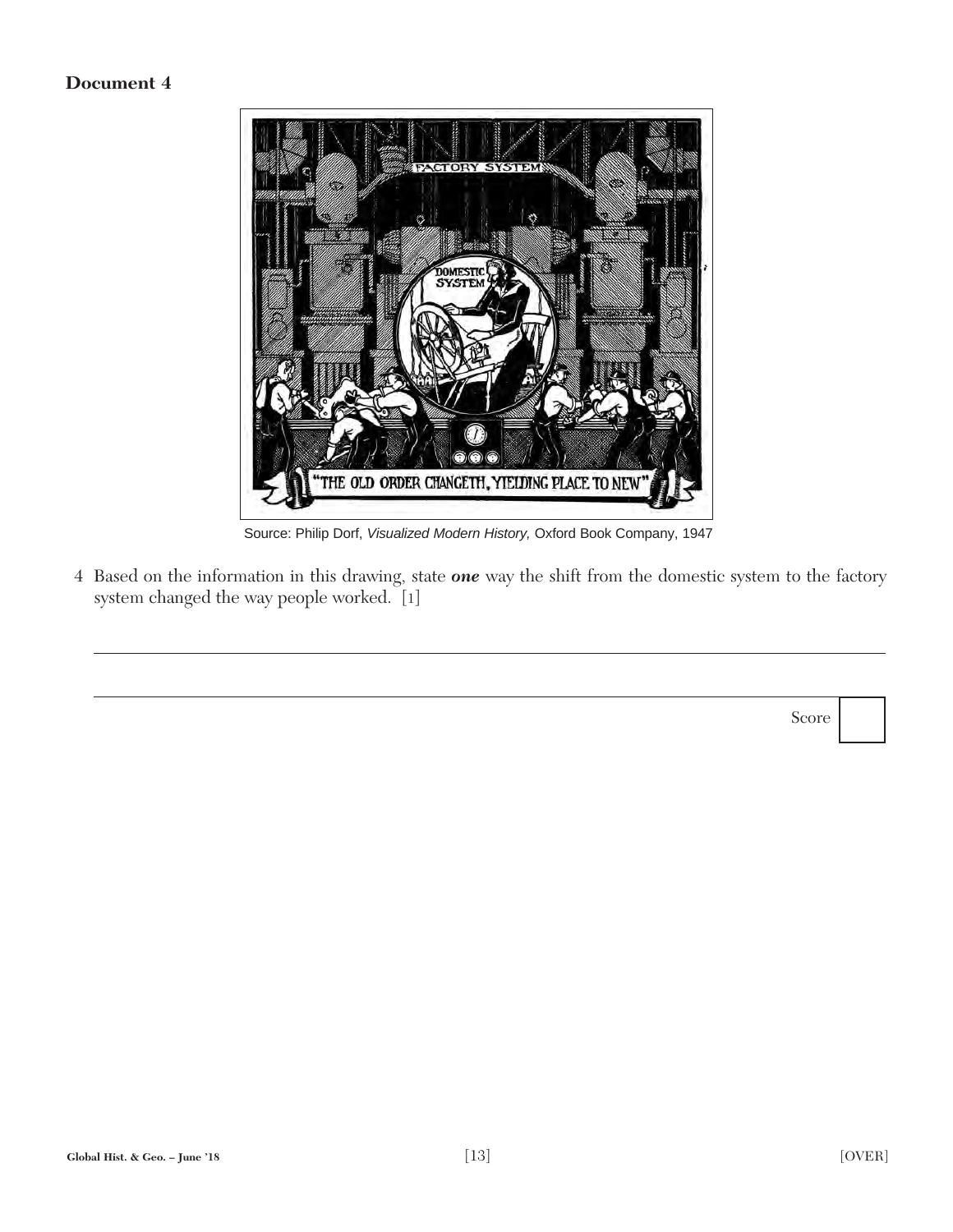**Document 4**

Source: Philip Dorf, *Visualized Modern History,* Oxford Book Company, 1947

4 Based on the information in this drawing, state ***one*** way the shift from the domestic system to the factory system changed the way people worked. [1]

Score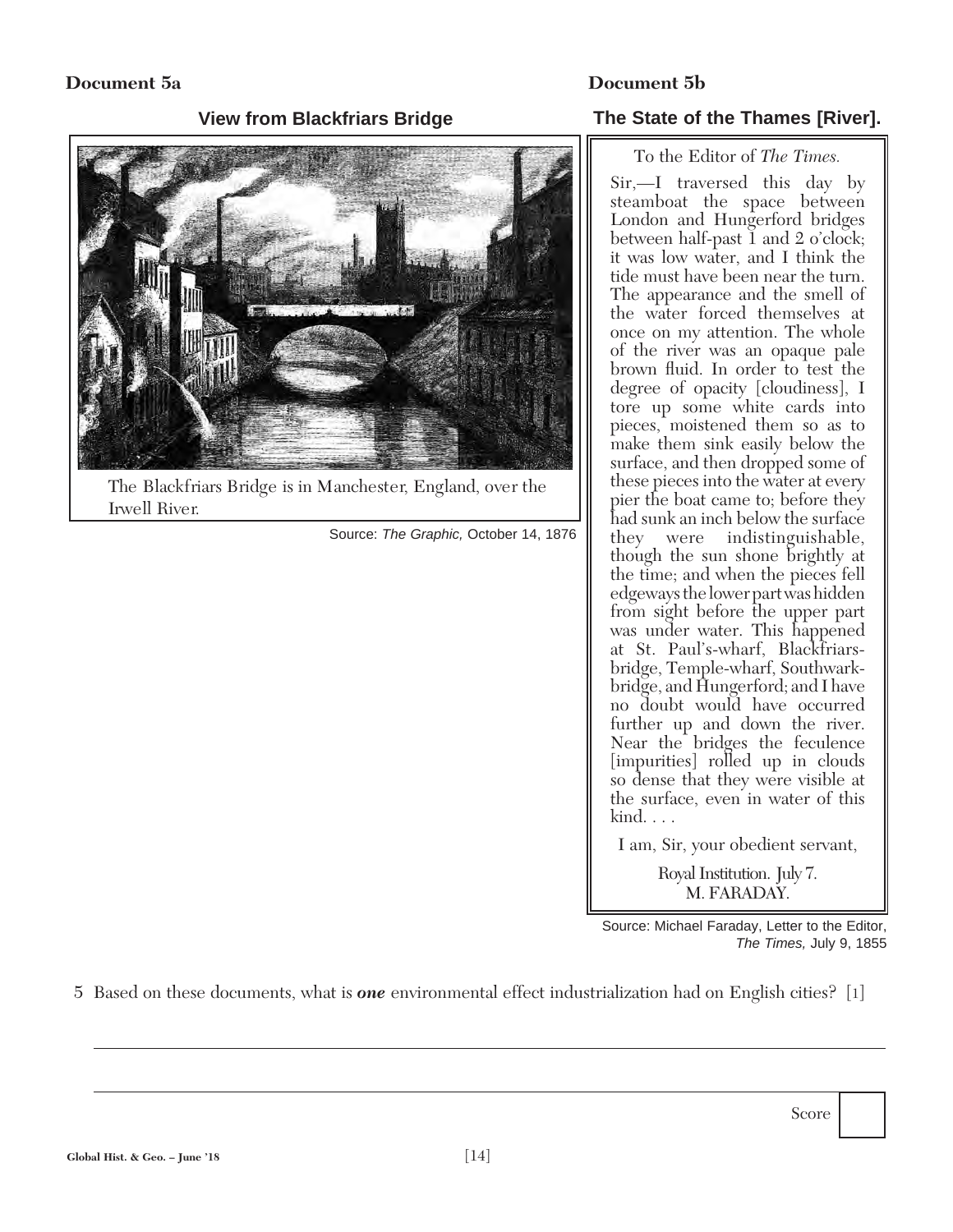**Document 5a**

**View from Blackfriars Bridge**

The Blackfriars Bridge is in Manchester, England, over the Irwell River.

Source: *The Graphic,* October 14, 1876

**Document 5b**

**The State of the Thames [River].**

To the Editor of *The Times.*

Sir,—I traversed this day by steamboat the space between London and Hungerford bridges between half-past 1 and 2 o'clock; it was low water, and I think the tide must have been near the turn. The appearance and the smell of the water forced themselves at once on my attention. The whole of the river was an opaque pale brown fluid. In order to test the degree of opacity [cloudiness], I tore up some white cards into pieces, moistened them so as to make them sink easily below the surface, and then dropped some of these pieces into the water at every pier the boat came to; before they had sunk an inch below the surface they were indistinguishable, though the sun shone brightly at the time; and when the pieces fell edgeways the lower part was hidden from sight before the upper part was under water. This happened at St. Paul's-wharf, Blackfriars-bridge, Temple-wharf, Southwark-bridge, and Hungerford; and I have no doubt would have occurred further up and down the river. Near the bridges the feculence [impurities] rolled up in clouds so dense that they were visible at the surface, even in water of this kind. . . .

I am, Sir, your obedient servant,

Royal Institution. July 7.
M. FARADAY.

Source: Michael Faraday, Letter to the Editor, *The Times,* July 9, 1855

5 Based on these documents, what is ***one*** environmental effect industrialization had on English cities? [1]

Score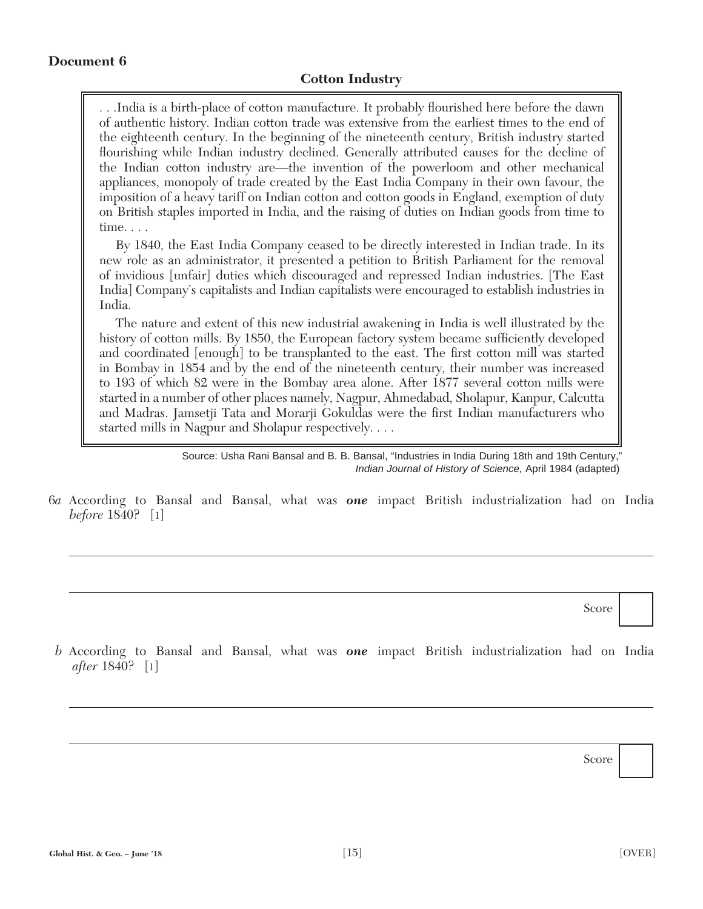**Document 6**

### Cotton Industry

> . . .India is a birth-place of cotton manufacture. It probably flourished here before the dawn of authentic history. Indian cotton trade was extensive from the earliest times to the end of the eighteenth century. In the beginning of the nineteenth century, British industry started flourishing while Indian industry declined. Generally attributed causes for the decline of the Indian cotton industry are—the invention of the powerloom and other mechanical appliances, monopoly of trade created by the East India Company in their own favour, the imposition of a heavy tariff on Indian cotton and cotton goods in England, exemption of duty on British staples imported in India, and the raising of duties on Indian goods from time to time. . . .
>
> By 1840, the East India Company ceased to be directly interested in Indian trade. In its new role as an administrator, it presented a petition to British Parliament for the removal of invidious [unfair] duties which discouraged and repressed Indian industries. [The East India] Company's capitalists and Indian capitalists were encouraged to establish industries in India.
>
> The nature and extent of this new industrial awakening in India is well illustrated by the history of cotton mills. By 1850, the European factory system became sufficiently developed and coordinated [enough] to be transplanted to the east. The first cotton mill was started in Bombay in 1854 and by the end of the nineteenth century, their number was increased to 193 of which 82 were in the Bombay area alone. After 1877 several cotton mills were started in a number of other places namely, Nagpur, Ahmedabad, Sholapur, Kanpur, Calcutta and Madras. Jamsetji Tata and Morarji Gokuldas were the first Indian manufacturers who started mills in Nagpur and Sholapur respectively. . . .

Source: Usha Rani Bansal and B. B. Bansal, "Industries in India During 18th and 19th Century," *Indian Journal of History of Science,* April 1984 (adapted)

6*a* According to Bansal and Bansal, what was ***one*** impact British industrialization had on India *before* 1840? [1]

Score

*b* According to Bansal and Bansal, what was ***one*** impact British industrialization had on India *after* 1840? [1]

Score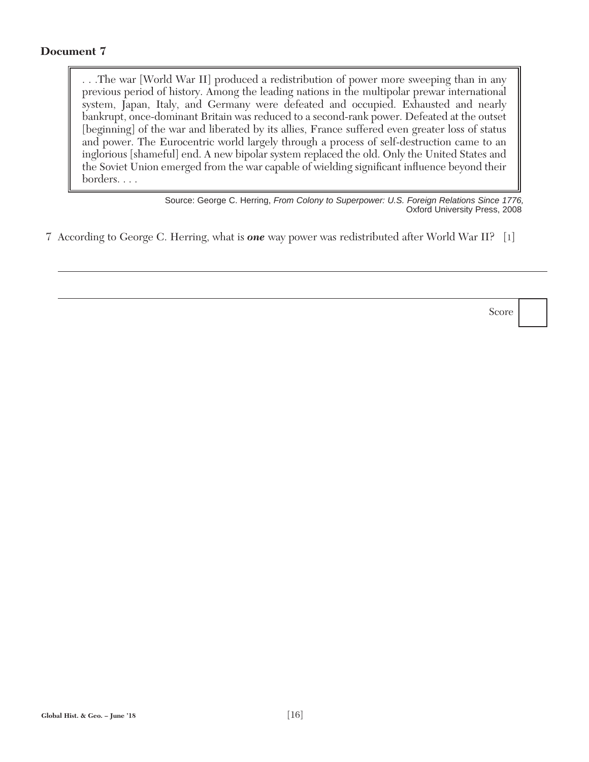**Document 7**

> . . .The war [World War II] produced a redistribution of power more sweeping than in any previous period of history. Among the leading nations in the multipolar prewar international system, Japan, Italy, and Germany were defeated and occupied. Exhausted and nearly bankrupt, once-dominant Britain was reduced to a second-rank power. Defeated at the outset [beginning] of the war and liberated by its allies, France suffered even greater loss of status and power. The Eurocentric world largely through a process of self-destruction came to an inglorious [shameful] end. A new bipolar system replaced the old. Only the United States and the Soviet Union emerged from the war capable of wielding significant influence beyond their borders. . . .

Source: George C. Herring, *From Colony to Superpower: U.S. Foreign Relations Since 1776,* Oxford University Press, 2008

7 According to George C. Herring, what is ***one*** way power was redistributed after World War II? [1]

\_\_\_\_\_\_\_\_\_\_\_\_\_\_\_\_\_\_\_\_\_\_\_\_\_\_\_\_\_\_\_\_\_\_\_\_\_\_\_\_\_\_\_\_\_\_\_\_\_\_\_\_\_\_\_\_\_\_\_\_\_\_\_\_\_\_\_\_\_\_\_\_

\_\_\_\_\_\_\_\_\_\_\_\_\_\_\_\_\_\_\_\_\_\_\_\_\_\_\_\_\_\_\_\_\_\_\_\_\_\_\_\_\_\_\_\_\_\_\_\_\_\_\_\_\_\_\_\_\_\_\_\_\_\_\_\_\_\_\_\_\_\_\_\_

Score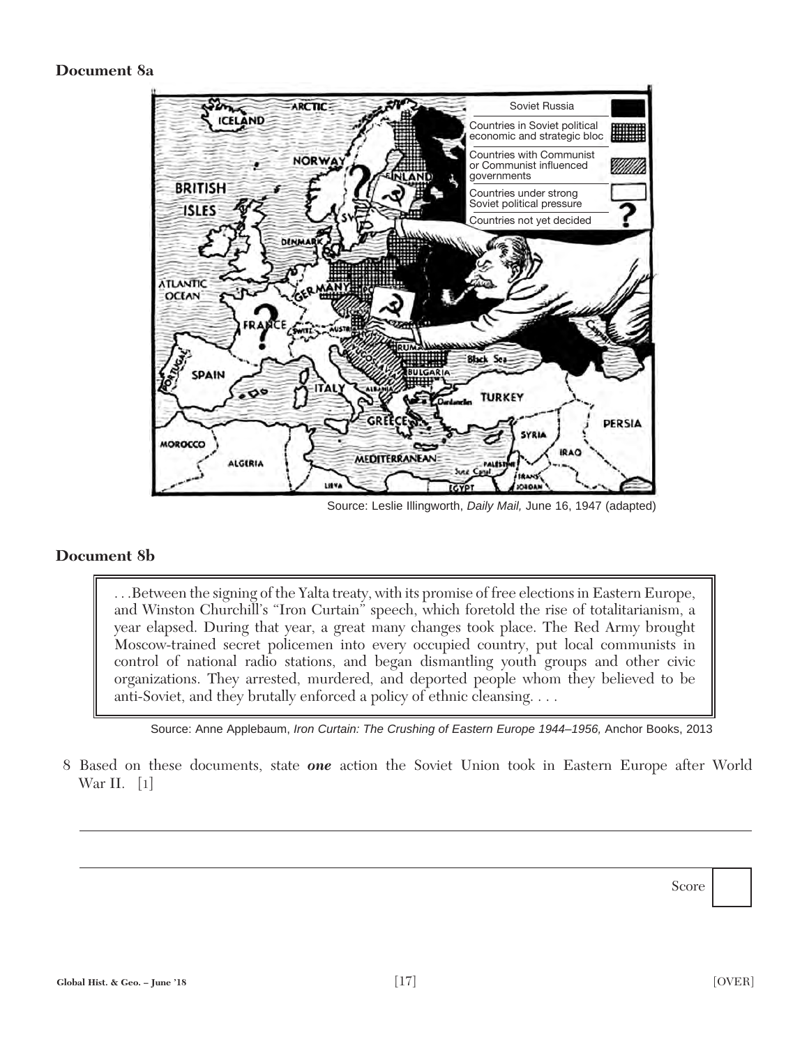**Document 8a**

| Soviet Russia | |
| --- | --- |
| Countries in Soviet political economic and strategic bloc | |
| Countries with Communist or Communist influenced governments | |
| Countries under strong Soviet political pressure | |
| Countries not yet decided | ? |

Source: Leslie Illingworth, *Daily Mail,* June 16, 1947 (adapted)

**Document 8b**

> . . .Between the signing of the Yalta treaty, with its promise of free elections in Eastern Europe, and Winston Churchill's "Iron Curtain" speech, which foretold the rise of totalitarianism, a year elapsed. During that year, a great many changes took place. The Red Army brought Moscow-trained secret policemen into every occupied country, put local communists in control of national radio stations, and began dismantling youth groups and other civic organizations. They arrested, murdered, and deported people whom they believed to be anti-Soviet, and they brutally enforced a policy of ethnic cleansing. . . .

Source: Anne Applebaum, *Iron Curtain: The Crushing of Eastern Europe 1944–1956,* Anchor Books, 2013

8 Based on these documents, state ***one*** action the Soviet Union took in Eastern Europe after World War II. [1]

Score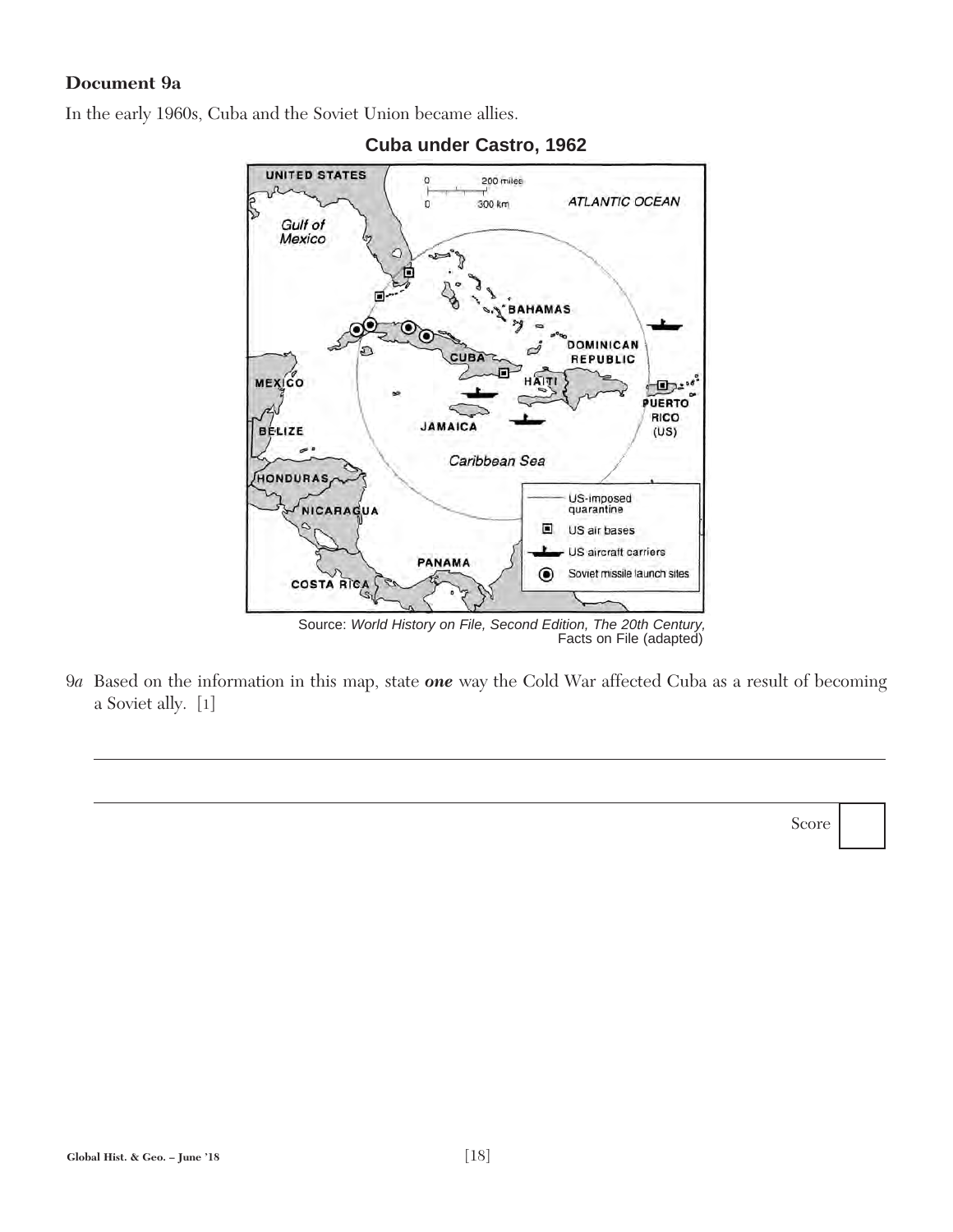**Document 9a**

In the early 1960s, Cuba and the Soviet Union became allies.

**Cuba under Castro, 1962**

UNITED STATES

0 200 miles

0 300 km

ATLANTIC OCEAN

Gulf of Mexico

BAHAMAS

CUBA

DOMINICAN REPUBLIC

MEXICO

HAITI

PUERTO RICO (US)

BELIZE

JAMAICA

Caribbean Sea

HONDURAS

NICARAGUA

PANAMA

COSTA RICA

US-imposed quarantine

US air bases

US aircraft carriers

Soviet missile launch sites

Source: *World History on File, Second Edition, The 20th Century,* Facts on File (adapted)

9*a* Based on the information in this map, state ***one*** way the Cold War affected Cuba as a result of becoming a Soviet ally. [1]

______________________________________________________________________________

______________________________________________________________________________

Score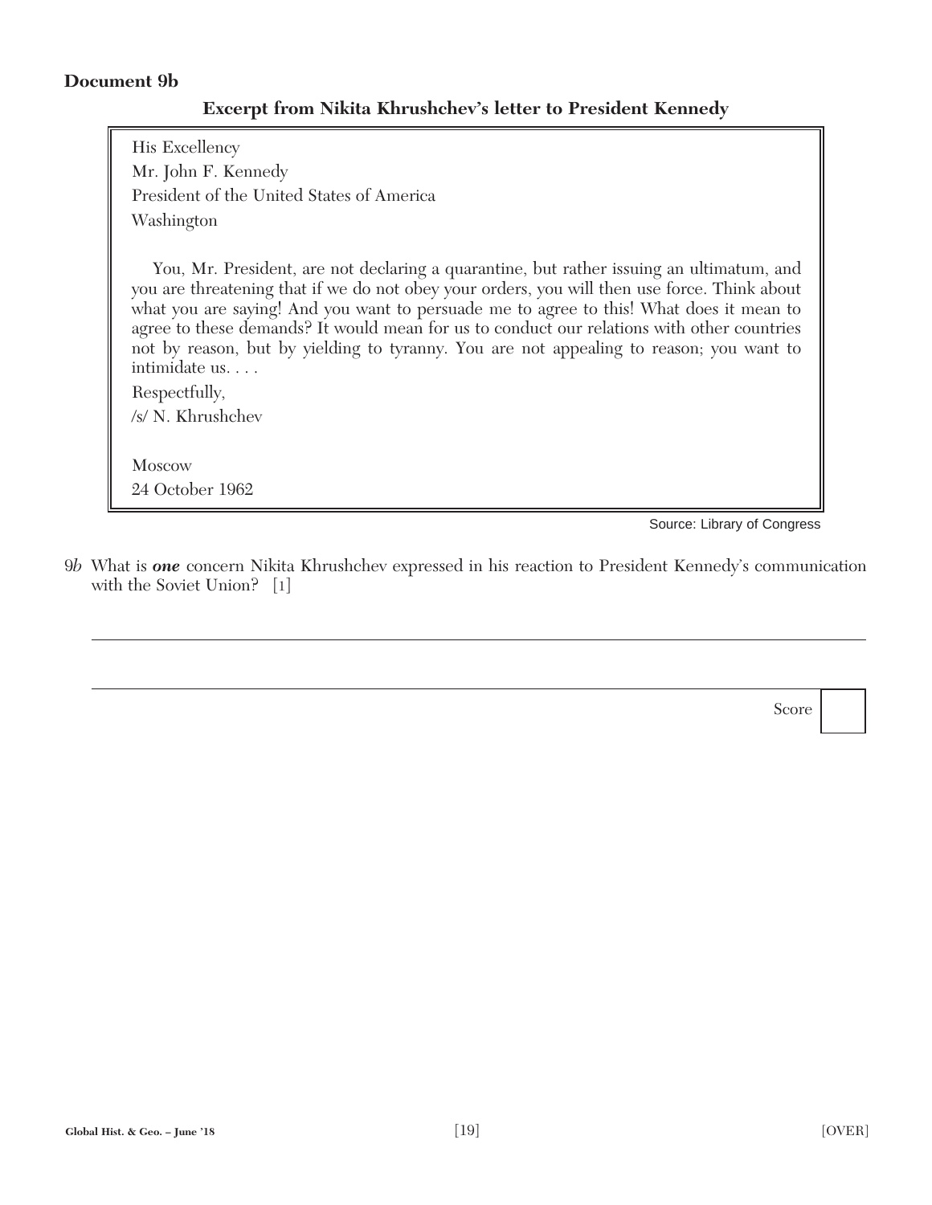**Document 9b**

**Excerpt from Nikita Khrushchev's letter to President Kennedy**

> His Excellency
> Mr. John F. Kennedy
> President of the United States of America
> Washington
>
> You, Mr. President, are not declaring a quarantine, but rather issuing an ultimatum, and you are threatening that if we do not obey your orders, you will then use force. Think about what you are saying! And you want to persuade me to agree to this! What does it mean to agree to these demands? It would mean for us to conduct our relations with other countries not by reason, but by yielding to tyranny. You are not appealing to reason; you want to intimidate us. . . .
>
> Respectfully,
> /s/ N. Khrushchev
>
> Moscow
> 24 October 1962

Source: Library of Congress

9*b* What is ***one*** concern Nikita Khrushchev expressed in his reaction to President Kennedy's communication with the Soviet Union? [1]

______________________________________________________________________

______________________________________________________________________

Score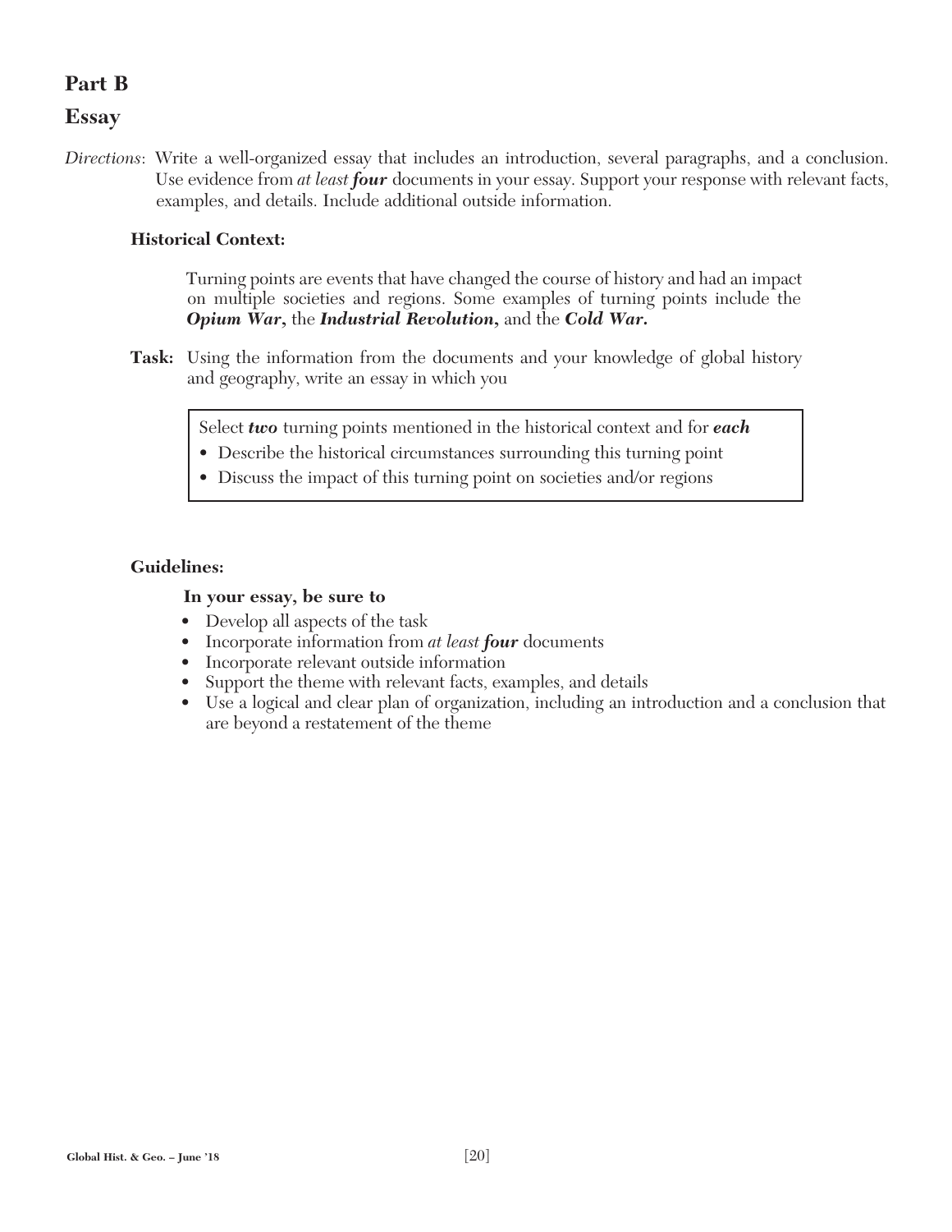## Part B

## Essay

*Directions*: Write a well-organized essay that includes an introduction, several paragraphs, and a conclusion. Use evidence from *at least* ***four*** documents in your essay. Support your response with relevant facts, examples, and details. Include additional outside information.

**Historical Context:**

Turning points are events that have changed the course of history and had an impact on multiple societies and regions. Some examples of turning points include the ***Opium War***, the ***Industrial Revolution***, and the ***Cold War***.

**Task:** Using the information from the documents and your knowledge of global history and geography, write an essay in which you

> Select ***two*** turning points mentioned in the historical context and for ***each***
> - Describe the historical circumstances surrounding this turning point
> - Discuss the impact of this turning point on societies and/or regions

**Guidelines:**

**In your essay, be sure to**

- Develop all aspects of the task
- Incorporate information from *at least* ***four*** documents
- Incorporate relevant outside information
- Support the theme with relevant facts, examples, and details
- Use a logical and clear plan of organization, including an introduction and a conclusion that are beyond a restatement of the theme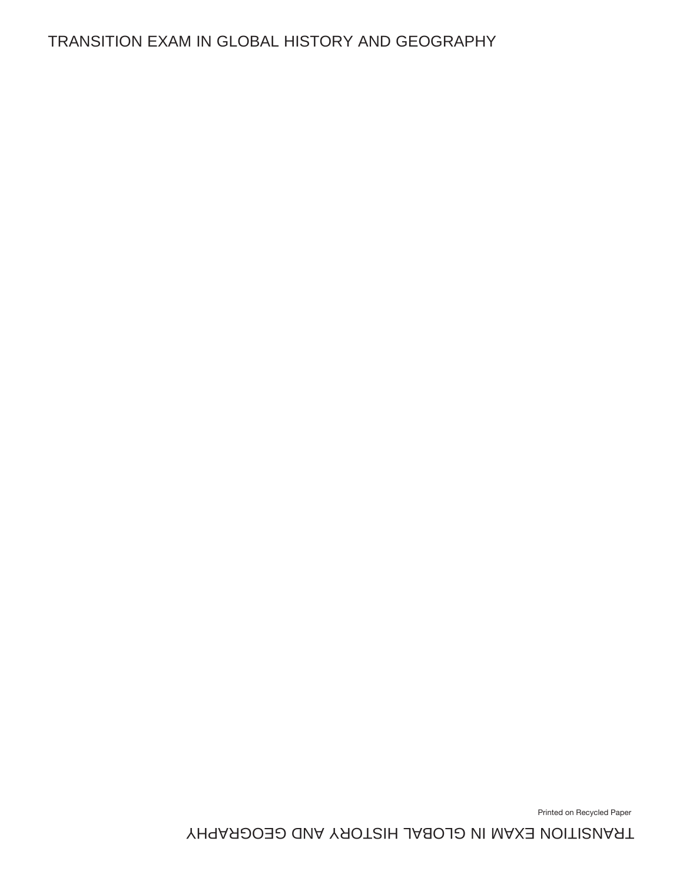TRANSITION EXAM IN GLOBAL HISTORY AND GEOGRAPHY

Printed on Recycled Paper

TRANSITION EXAM IN GLOBAL HISTORY AND GEOGRAPHY